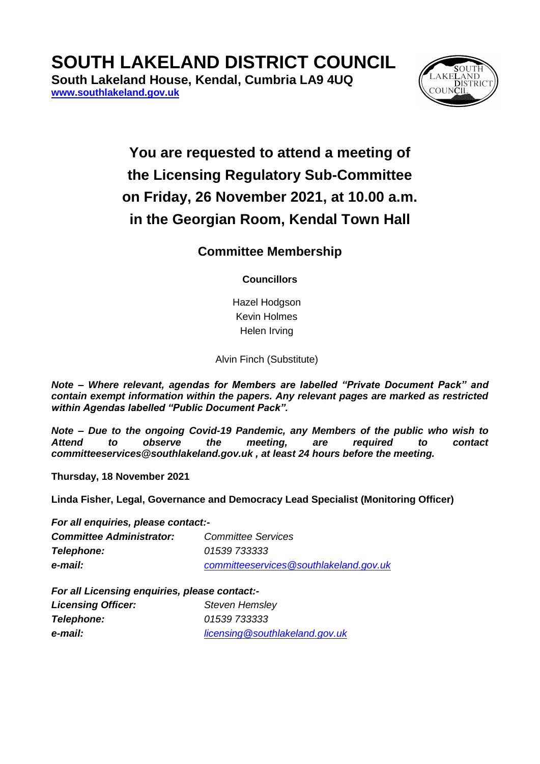# SOUTH LAKELAND DISTRICT COUNCIL

**South Lakeland House, Kendal, Cumbria LA9 4UQ**
**www.southlakeland.gov.uk**

## You are requested to attend a meeting of the Licensing Regulatory Sub-Committee on Friday, 26 November 2021, at 10.00 a.m. in the Georgian Room, Kendal Town Hall

### Committee Membership

**Councillors**

Hazel Hodgson
Kevin Holmes
Helen Irving

Alvin Finch (Substitute)

***Note – Where relevant, agendas for Members are labelled "Private Document Pack" and contain exempt information within the papers. Any relevant pages are marked as restricted within Agendas labelled "Public Document Pack".***

***Note – Due to the ongoing Covid-19 Pandemic, any Members of the public who wish to Attend to observe the meeting, are required to contact committeeservices@southlakeland.gov.uk , at least 24 hours before the meeting.***

**Thursday, 18 November 2021**

**Linda Fisher, Legal, Governance and Democracy Lead Specialist (Monitoring Officer)**

***For all enquiries, please contact:-***

| | |
|---|---|
| ***Committee Administrator:*** | *Committee Services* |
| ***Telephone:*** | *01539 733333* |
| ***e-mail:*** | *committeeservices@southlakeland.gov.uk* |

***For all Licensing enquiries, please contact:-***

| | |
|---|---|
| ***Licensing Officer:*** | *Steven Hemsley* |
| ***Telephone:*** | *01539 733333* |
| ***e-mail:*** | *licensing@southlakeland.gov.uk* |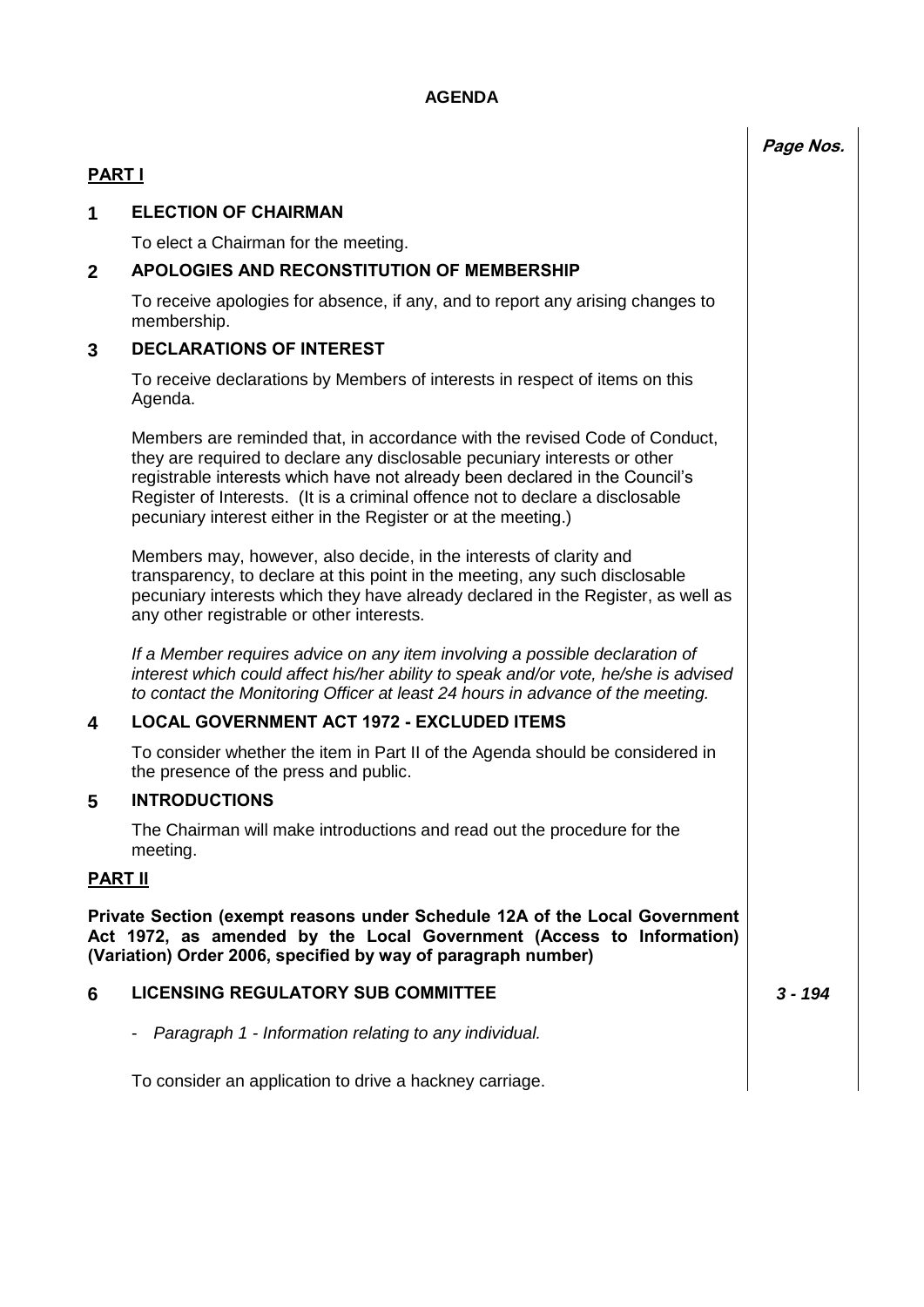# AGENDA

**Page Nos.**

## PART I

### 1 ELECTION OF CHAIRMAN

To elect a Chairman for the meeting.

### 2 APOLOGIES AND RECONSTITUTION OF MEMBERSHIP

To receive apologies for absence, if any, and to report any arising changes to membership.

### 3 DECLARATIONS OF INTEREST

To receive declarations by Members of interests in respect of items on this Agenda.

Members are reminded that, in accordance with the revised Code of Conduct, they are required to declare any disclosable pecuniary interests or other registrable interests which have not already been declared in the Council's Register of Interests. (It is a criminal offence not to declare a disclosable pecuniary interest either in the Register or at the meeting.)

Members may, however, also decide, in the interests of clarity and transparency, to declare at this point in the meeting, any such disclosable pecuniary interests which they have already declared in the Register, as well as any other registrable or other interests.

*If a Member requires advice on any item involving a possible declaration of interest which could affect his/her ability to speak and/or vote, he/she is advised to contact the Monitoring Officer at least 24 hours in advance of the meeting.*

### 4 LOCAL GOVERNMENT ACT 1972 - EXCLUDED ITEMS

To consider whether the item in Part II of the Agenda should be considered in the presence of the press and public.

### 5 INTRODUCTIONS

The Chairman will make introductions and read out the procedure for the meeting.

## PART II

**Private Section (exempt reasons under Schedule 12A of the Local Government Act 1972, as amended by the Local Government (Access to Information) (Variation) Order 2006, specified by way of paragraph number)**

### 6 LICENSING REGULATORY SUB COMMITTEE — *3 - 194*

- *Paragraph 1 - Information relating to any individual.*

To consider an application to drive a hackney carriage.